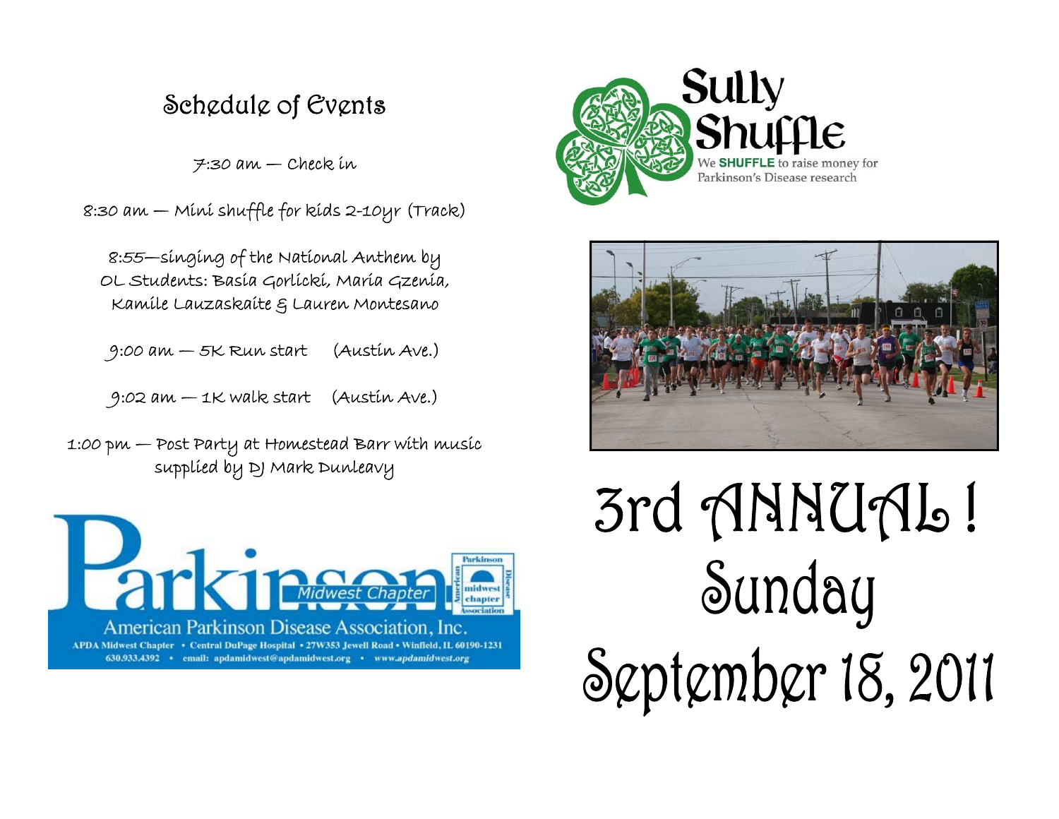## Schedule of Events

7:30 am — Check in

8:30 am — Mini shuffle for kids 2-10yr (Track)

8:55—singing of the National Anthem by OL Students: Basia Gorlicki, Maria Gzenia, Kamile Lauzaskaite & Lauren Montesano

9:00 am — 5K Run start (Austin Ave.)

9:02 am — 1K walk start (Austin Ave.)

1:00 pm — Post Party at Homestead Barr with music supplied by DJ Mark Dunleavy

Parkinson Midwest Chapter

American Parkinson Disease Association, Inc.

APDA Midwest Chapter • Central DuPage Hospital • 27W353 Jewell Road • Winfield, IL 60190-1231
630.933.4392 • email: apdamidwest@apdamidwest.org • www.apdamidwest.org

# Sully Shuffle

We **SHUFFLE** to raise money for Parkinson's Disease research

# 3rd ANNUAL!
# Sunday
# September 18, 2011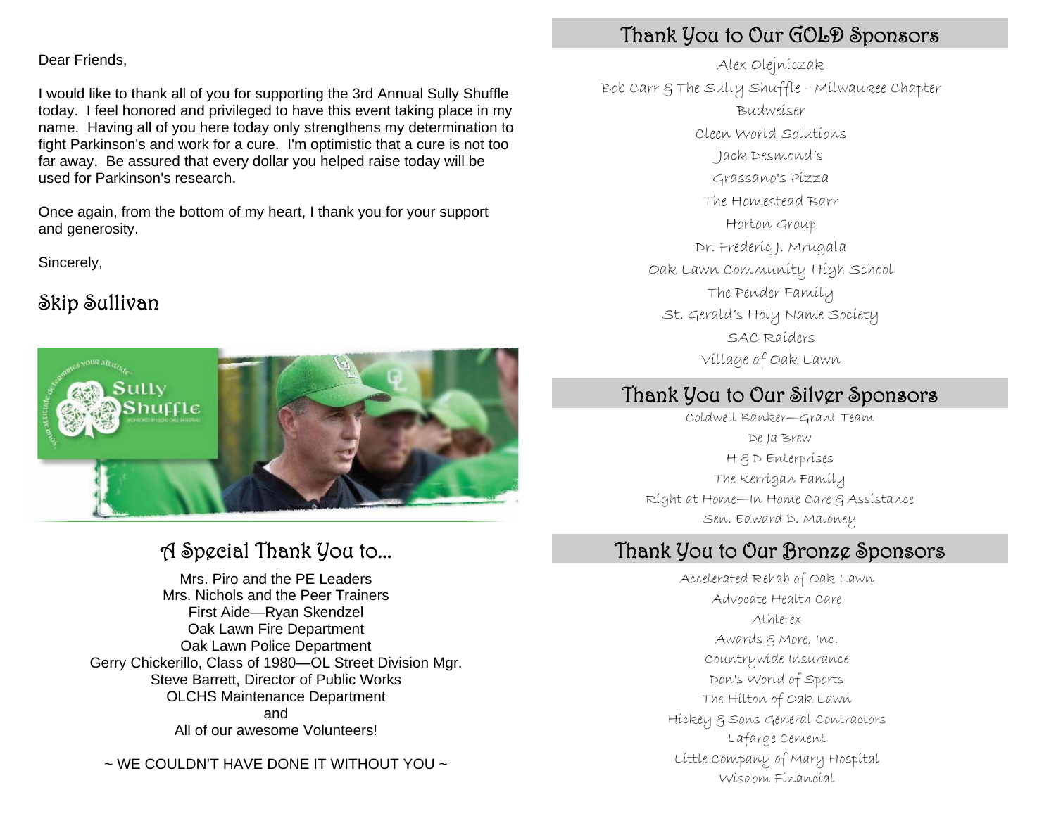Dear Friends,

I would like to thank all of you for supporting the 3rd Annual Sully Shuffle today. I feel honored and privileged to have this event taking place in my name. Having all of you here today only strengthens my determination to fight Parkinson's and work for a cure. I'm optimistic that a cure is not too far away. Be assured that every dollar you helped raise today will be used for Parkinson's research.

Once again, from the bottom of my heart, I thank you for your support and generosity.

Sincerely,

Skip Sullivan

## A Special Thank You to...

Mrs. Piro and the PE Leaders
Mrs. Nichols and the Peer Trainers
First Aide—Ryan Skendzel
Oak Lawn Fire Department
Oak Lawn Police Department
Gerry Chickerillo, Class of 1980—OL Street Division Mgr.
Steve Barrett, Director of Public Works
OLCHS Maintenance Department
and
All of our awesome Volunteers!

~ WE COULDN'T HAVE DONE IT WITHOUT YOU ~

## Thank You to Our GOLD Sponsors

Alex Olejniczak
Bob Carr & The Sully Shuffle - Milwaukee Chapter
Budweiser
Cleen World Solutions
Jack Desmond's
Grassano's Pizza
The Homestead Barr
Horton Group
Dr. Frederic J. Mrugala
Oak Lawn Community High School
The Pender Family
St. Gerald's Holy Name Society
SAC Raiders
Village of Oak Lawn

## Thank You to Our Silver Sponsors

Coldwell Banker—Grant Team
De Ja Brew
H & D Enterprises
The Kerrigan Family
Right at Home—In Home Care & Assistance
Sen. Edward D. Maloney

## Thank You to Our Bronze Sponsors

Accelerated Rehab of Oak Lawn
Advocate Health Care
Athletex
Awards & More, Inc.
Countrywide Insurance
Don's World of Sports
The Hilton of Oak Lawn
Hickey & Sons General Contractors
Lafarge Cement
Little Company of Mary Hospital
Wisdom Financial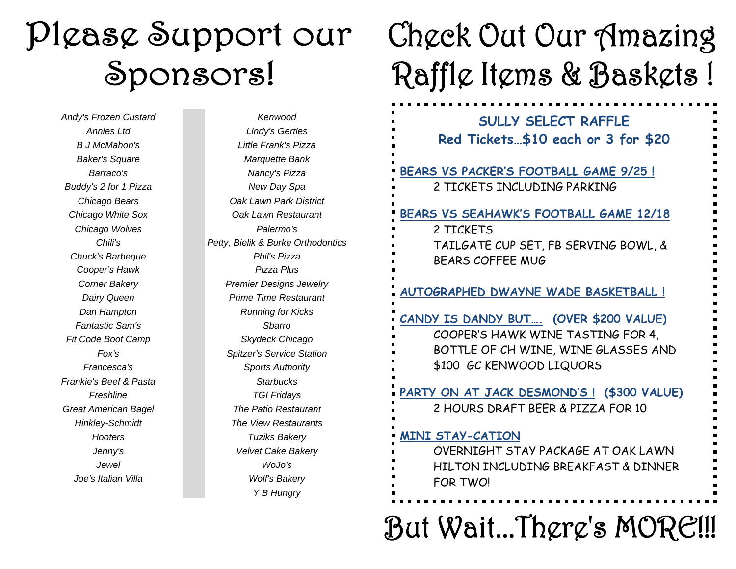# Please Support our Sponsors!

*Andy's Frozen Custard*
*Annies Ltd*
*B J McMahon's*
*Baker's Square*
*Barraco's*
*Buddy's 2 for 1 Pizza*
*Chicago Bears*
*Chicago White Sox*
*Chicago Wolves*
*Chili's*
*Chuck's Barbeque*
*Cooper's Hawk*
*Corner Bakery*
*Dairy Queen*
*Dan Hampton*
*Fantastic Sam's*
*Fit Code Boot Camp*
*Fox's*
*Francesca's*
*Frankie's Beef & Pasta*
*Freshline*
*Great American Bagel*
*Hinkley-Schmidt*
*Hooters*
*Jenny's*
*Jewel*
*Joe's Italian Villa*
*Kenwood*
*Lindy's Gerties*
*Little Frank's Pizza*
*Marquette Bank*
*Nancy's Pizza*
*New Day Spa*
*Oak Lawn Park District*
*Oak Lawn Restaurant*
*Palermo's*
*Petty, Bielik & Burke Orthodontics*
*Phil's Pizza*
*Pizza Plus*
*Premier Designs Jewelry*
*Prime Time Restaurant*
*Running for Kicks*
*Sbarro*
*Skydeck Chicago*
*Spitzer's Service Station*
*Sports Authority*
*Starbucks*
*TGI Fridays*
*The Patio Restaurant*
*The View Restaurants*
*Tuziks Bakery*
*Velvet Cake Bakery*
*WoJo's*
*Wolf's Bakery*
*Y B Hungry*

# Check Out Our Amazing Raffle Items & Baskets !

**SULLY SELECT RAFFLE**
**Red Tickets…$10 each or 3 for $20**

**BEARS VS PACKER'S FOOTBALL GAME 9/25 !**
2 TICKETS INCLUDING PARKING

**BEARS VS SEAHAWK'S FOOTBALL GAME 12/18**
2 TICKETS
TAILGATE CUP SET, FB SERVING BOWL, & BEARS COFFEE MUG

**AUTOGRAPHED DWAYNE WADE BASKETBALL !**

**CANDY IS DANDY BUT…. (OVER $200 VALUE)**
COOPER'S HAWK WINE TASTING FOR 4, BOTTLE OF CH WINE, WINE GLASSES AND $100 GC KENWOOD LIQUORS

**PARTY ON AT JACK DESMOND'S ! ($300 VALUE)**
2 HOURS DRAFT BEER & PIZZA FOR 10

**MINI STAY-CATION**
OVERNIGHT STAY PACKAGE AT OAK LAWN HILTON INCLUDING BREAKFAST & DINNER FOR TWO!

# But Wait…There's MORE!!!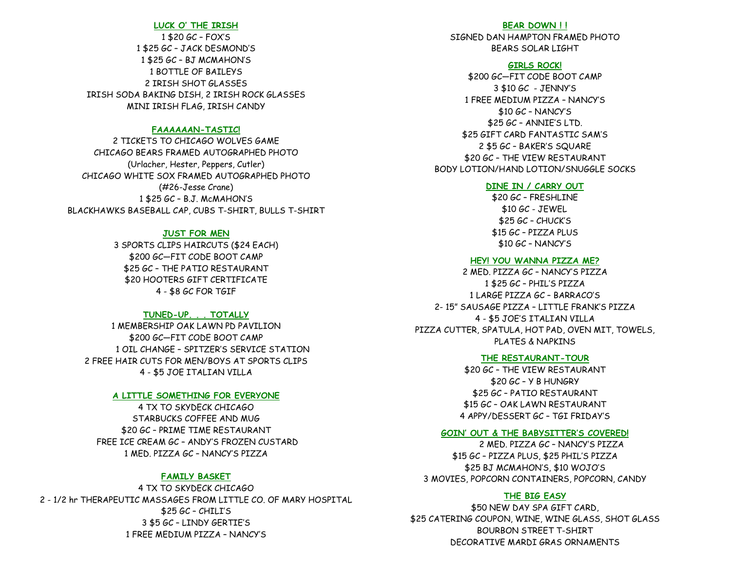## LUCK O' THE IRISH

1 $20 GC – FOX'S
1 $25 GC – JACK DESMOND'S
1 $25 GC – BJ MCMAHON'S
1 BOTTLE OF BAILEYS
2 IRISH SHOT GLASSES
IRISH SODA BAKING DISH, 2 IRISH ROCK GLASSES
MINI IRISH FLAG, IRISH CANDY

## FAAAAAAN-TASTIC!

2 TICKETS TO CHICAGO WOLVES GAME
CHICAGO BEARS FRAMED AUTOGRAPHED PHOTO
(Urlacher, Hester, Peppers, Cutler)
CHICAGO WHITE SOX FRAMED AUTOGRAPHED PHOTO
(#26-Jesse Crane)
1 $25 GC – B.J. McMAHON'S
BLACKHAWKS BASEBALL CAP, CUBS T-SHIRT, BULLS T-SHIRT

## JUST FOR MEN

3 SPORTS CLIPS HAIRCUTS ($24 EACH)
$200 GC—FIT CODE BOOT CAMP
$25 GC – THE PATIO RESTAURANT
$20 HOOTERS GIFT CERTIFICATE
4 - $8 GC FOR TGIF

## TUNED-UP. . . TOTALLY

1 MEMBERSHIP OAK LAWN PD PAVILION
$200 GC—FIT CODE BOOT CAMP
1 OIL CHANGE – SPITZER'S SERVICE STATION
2 FREE HAIR CUTS FOR MEN/BOYS AT SPORTS CLIPS
4 - $5 JOE ITALIAN VILLA

## A LITTLE SOMETHING FOR EVERYONE

4 TX TO SKYDECK CHICAGO
STARBUCKS COFFEE AND MUG
$20 GC – PRIME TIME RESTAURANT
FREE ICE CREAM GC – ANDY'S FROZEN CUSTARD
1 MED. PIZZA GC – NANCY'S PIZZA

## FAMILY BASKET

4 TX TO SKYDECK CHICAGO
2 - 1/2 hr THERAPEUTIC MASSAGES FROM LITTLE CO. OF MARY HOSPITAL
$25 GC – CHILI'S
3 $5 GC – LINDY GERTIE'S
1 FREE MEDIUM PIZZA – NANCY'S

## BEAR DOWN ! !

SIGNED DAN HAMPTON FRAMED PHOTO
BEARS SOLAR LIGHT

## GIRLS ROCK!

$200 GC—FIT CODE BOOT CAMP
3 $10 GC - JENNY'S
1 FREE MEDIUM PIZZA – NANCY'S
$10 GC – NANCY'S
$25 GC – ANNIE'S LTD.
$25 GIFT CARD FANTASTIC SAM'S
2 $5 GC – BAKER'S SQUARE
$20 GC – THE VIEW RESTAURANT
BODY LOTION/HAND LOTION/SNUGGLE SOCKS

## DINE IN / CARRY OUT

$20 GC – FRESHLINE
$10 GC - JEWEL
$25 GC – CHUCK'S
$15 GC – PIZZA PLUS
$10 GC – NANCY'S

## HEY! YOU WANNA PIZZA ME?

2 MED. PIZZA GC – NANCY'S PIZZA
1 $25 GC – PHIL'S PIZZA
1 LARGE PIZZA GC – BARRACO'S
2- 15" SAUSAGE PIZZA – LITTLE FRANK'S PIZZA
4 - $5 JOE'S ITALIAN VILLA
PIZZA CUTTER, SPATULA, HOT PAD, OVEN MIT, TOWELS,
PLATES & NAPKINS

## THE RESTAURANT-TOUR

$20 GC – THE VIEW RESTAURANT
$20 GC – Y B HUNGRY
$25 GC – PATIO RESTAURANT
$15 GC – OAK LAWN RESTAURANT
4 APPY/DESSERT GC – TGI FRIDAY'S

## GOIN' OUT & THE BABYSITTER'S COVERED!

2 MED. PIZZA GC – NANCY'S PIZZA
$15 GC – PIZZA PLUS, $25 PHIL'S PIZZA
$25 BJ MCMAHON'S, $10 WOJO'S
3 MOVIES, POPCORN CONTAINERS, POPCORN, CANDY

## THE BIG EASY

$50 NEW DAY SPA GIFT CARD,
$25 CATERING COUPON, WINE, WINE GLASS, SHOT GLASS
BOURBON STREET T-SHIRT
DECORATIVE MARDI GRAS ORNAMENTS